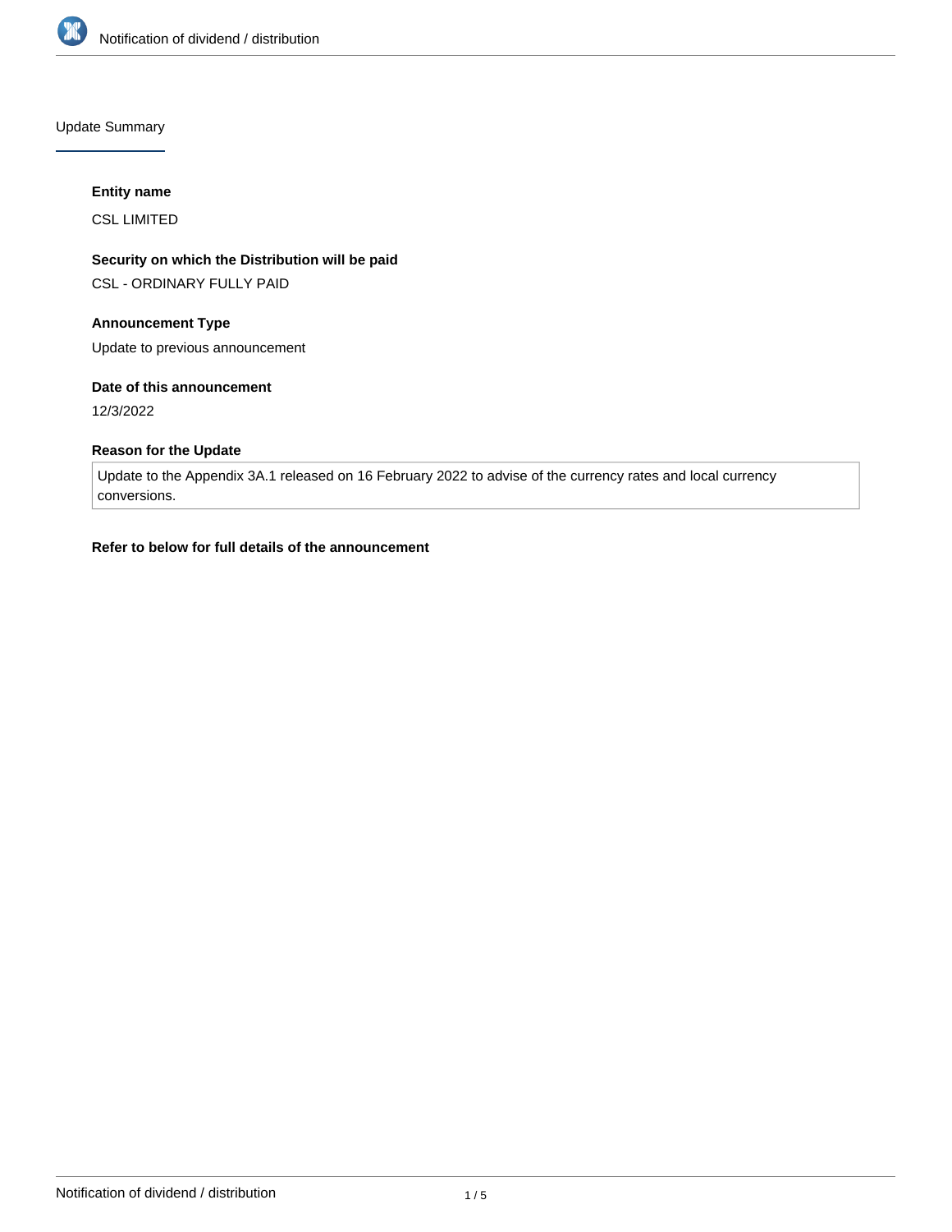## Update Summary

**Entity name**

CSL LIMITED

**Security on which the Distribution will be paid**

CSL - ORDINARY FULLY PAID

**Announcement Type**

Update to previous announcement

**Date of this announcement**

12/3/2022

**Reason for the Update**

Update to the Appendix 3A.1 released on 16 February 2022 to advise of the currency rates and local currency conversions.

**Refer to below for full details of the announcement**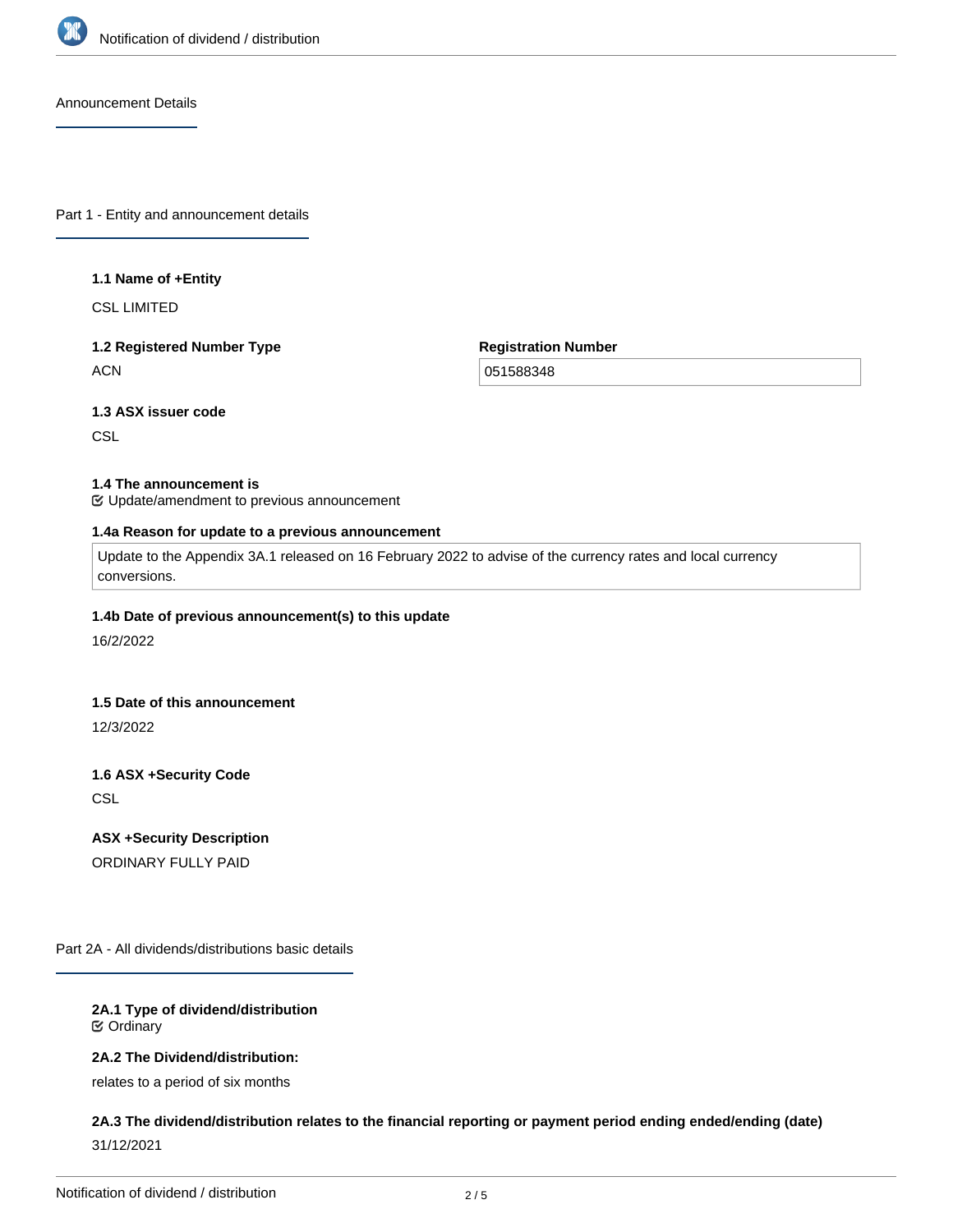## Announcement Details

## Part 1 - Entity and announcement details

**1.1 Name of +Entity**

CSL LIMITED

**1.2 Registered Number Type**

ACN

**Registration Number**

051588348

**1.3 ASX issuer code**

CSL

**1.4 The announcement is**

Update/amendment to previous announcement

**1.4a Reason for update to a previous announcement**

Update to the Appendix 3A.1 released on 16 February 2022 to advise of the currency rates and local currency conversions.

**1.4b Date of previous announcement(s) to this update**

16/2/2022

**1.5 Date of this announcement**

12/3/2022

**1.6 ASX +Security Code**

CSL

**ASX +Security Description**

ORDINARY FULLY PAID

## Part 2A - All dividends/distributions basic details

**2A.1 Type of dividend/distribution**

Ordinary

**2A.2 The Dividend/distribution:**

relates to a period of six months

**2A.3 The dividend/distribution relates to the financial reporting or payment period ending ended/ending (date)**

31/12/2021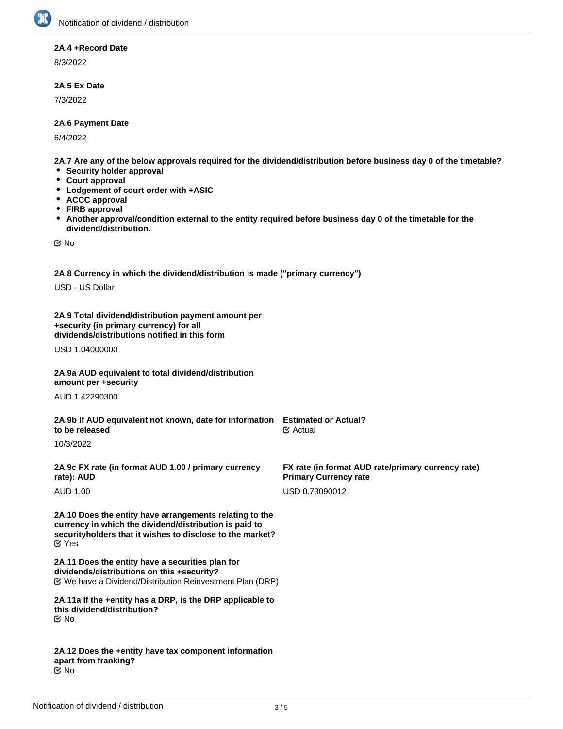**2A.4 +Record Date**

8/3/2022

**2A.5 Ex Date**

7/3/2022

**2A.6 Payment Date**

6/4/2022

**2A.7 Are any of the below approvals required for the dividend/distribution before business day 0 of the timetable?**

- **Security holder approval**
- **Court approval**
- **Lodgement of court order with +ASIC**
- **ACCC approval**
- **FIRB approval**
- **Another approval/condition external to the entity required before business day 0 of the timetable for the dividend/distribution.**

☑ No

**2A.8 Currency in which the dividend/distribution is made ("primary currency")**

USD - US Dollar

**2A.9 Total dividend/distribution payment amount per +security (in primary currency) for all dividends/distributions notified in this form**

USD 1.04000000

**2A.9a AUD equivalent to total dividend/distribution amount per +security**

AUD 1.42290300

**2A.9b If AUD equivalent not known, date for information to be released**

10/3/2022

**Estimated or Actual?**

☑ Actual

**2A.9c FX rate (in format AUD 1.00 / primary currency rate): AUD**

AUD 1.00

**FX rate (in format AUD rate/primary currency rate) Primary Currency rate**

USD 0.73090012

**2A.10 Does the entity have arrangements relating to the currency in which the dividend/distribution is paid to securityholders that it wishes to disclose to the market?**

☑ Yes

**2A.11 Does the entity have a securities plan for dividends/distributions on this +security?**

☑ We have a Dividend/Distribution Reinvestment Plan (DRP)

**2A.11a If the +entity has a DRP, is the DRP applicable to this dividend/distribution?**

☑ No

**2A.12 Does the +entity have tax component information apart from franking?**

☑ No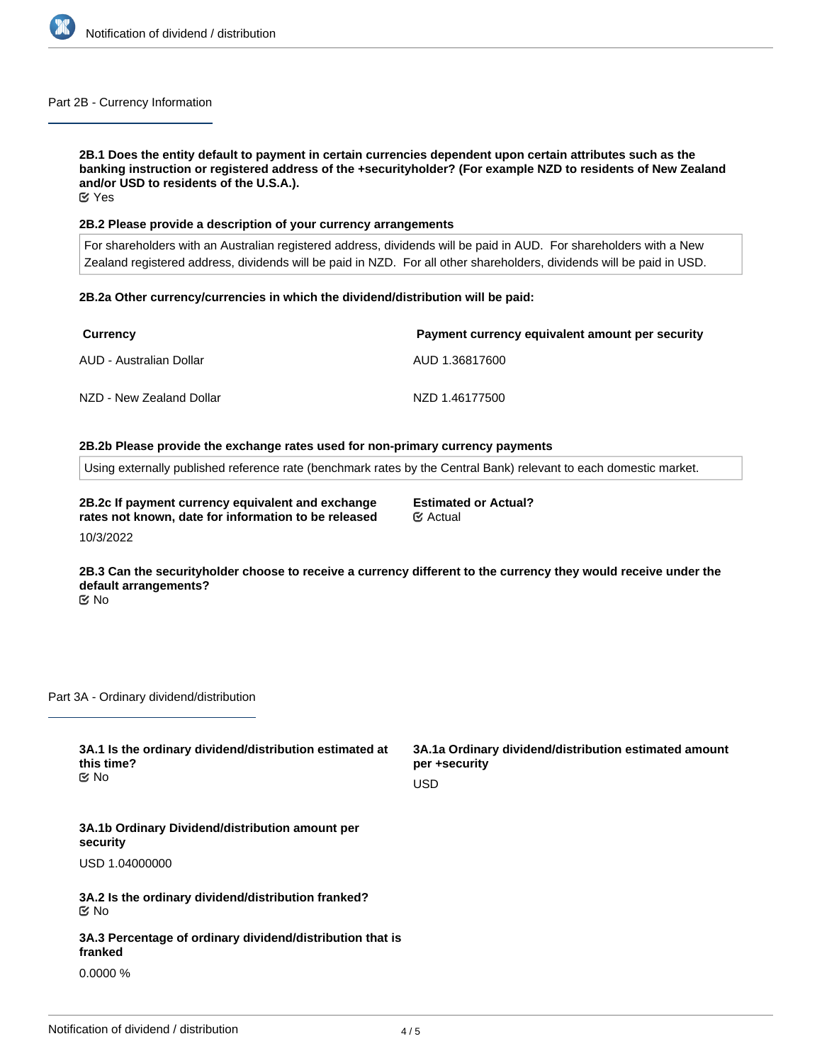## Part 2B - Currency Information

**2B.1 Does the entity default to payment in certain currencies dependent upon certain attributes such as the banking instruction or registered address of the +securityholder? (For example NZD to residents of New Zealand and/or USD to residents of the U.S.A.).**

☑ Yes

**2B.2 Please provide a description of your currency arrangements**

For shareholders with an Australian registered address, dividends will be paid in AUD. For shareholders with a New Zealand registered address, dividends will be paid in NZD. For all other shareholders, dividends will be paid in USD.

**2B.2a Other currency/currencies in which the dividend/distribution will be paid:**

| Currency | Payment currency equivalent amount per security |
| --- | --- |
| AUD - Australian Dollar | AUD 1.36817600 |
| NZD - New Zealand Dollar | NZD 1.46177500 |

**2B.2b Please provide the exchange rates used for non-primary currency payments**

Using externally published reference rate (benchmark rates by the Central Bank) relevant to each domestic market.

**2B.2c If payment currency equivalent and exchange rates not known, date for information to be released**

10/3/2022

**Estimated or Actual?**

☑ Actual

**2B.3 Can the securityholder choose to receive a currency different to the currency they would receive under the default arrangements?**

☑ No

## Part 3A - Ordinary dividend/distribution

**3A.1 Is the ordinary dividend/distribution estimated at this time?**

☑ No

**3A.1a Ordinary dividend/distribution estimated amount per +security**

USD

**3A.1b Ordinary Dividend/distribution amount per security**

USD 1.04000000

**3A.2 Is the ordinary dividend/distribution franked?**

☑ No

**3A.3 Percentage of ordinary dividend/distribution that is franked**

0.0000 %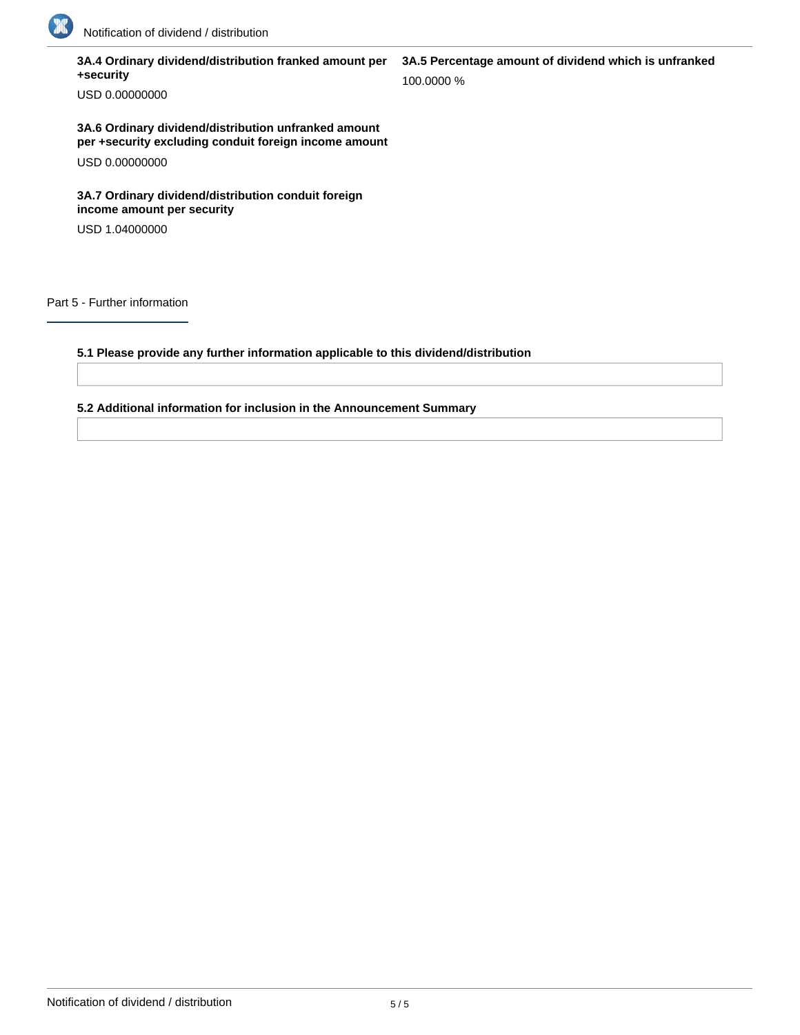**3A.4 Ordinary dividend/distribution franked amount per +security**

USD 0.00000000

**3A.5 Percentage amount of dividend which is unfranked**

100.0000 %

**3A.6 Ordinary dividend/distribution unfranked amount per +security excluding conduit foreign income amount**

USD 0.00000000

**3A.7 Ordinary dividend/distribution conduit foreign income amount per security**

USD 1.04000000

## Part 5 - Further information

**5.1 Please provide any further information applicable to this dividend/distribution**

**5.2 Additional information for inclusion in the Announcement Summary**